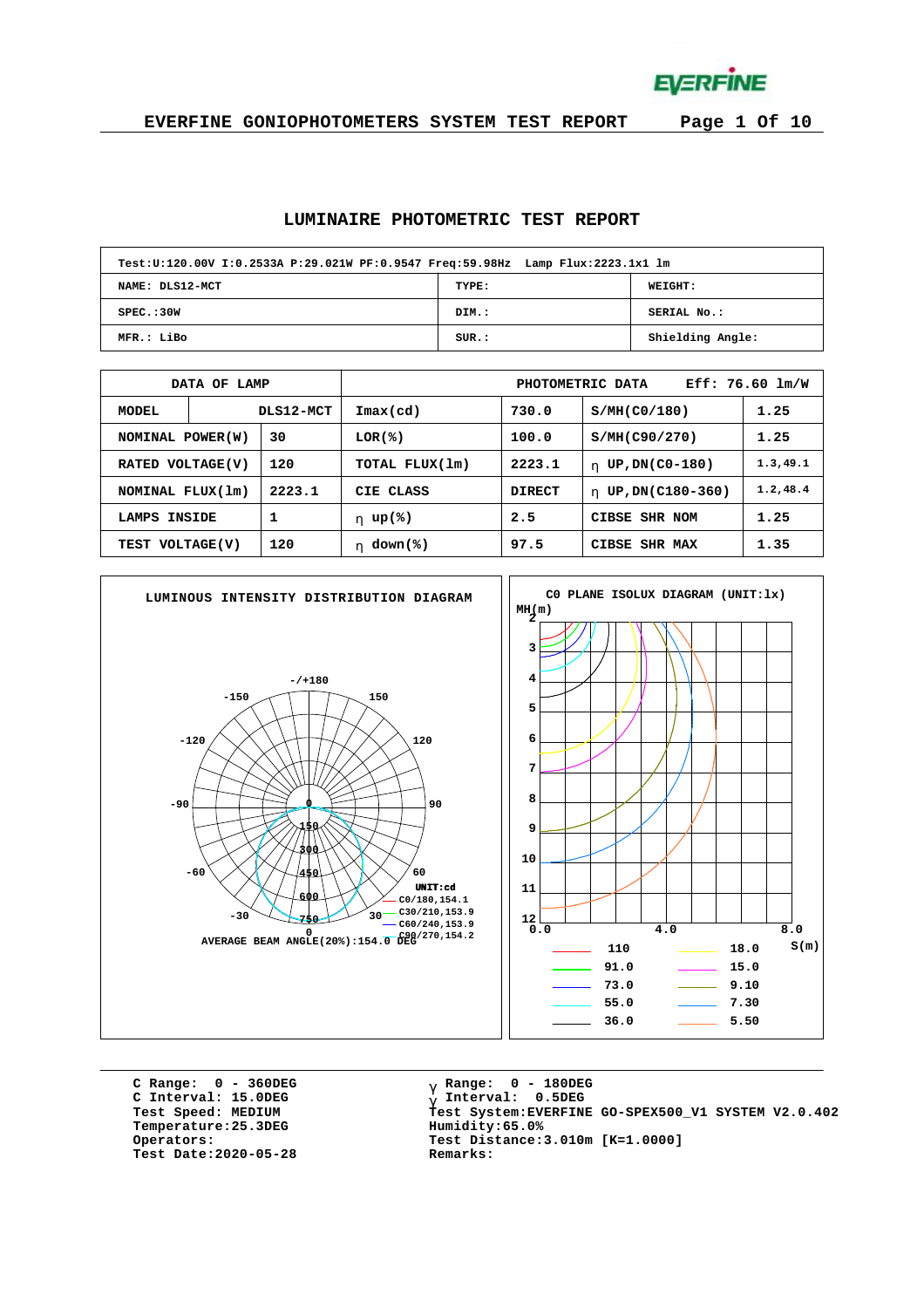# LUMINAIRE PHOTOMETRIC TEST REPORT

| Test:U:120.00V I:0.2533A P:29.021W PF:0.9547 Freq:59.98Hz Lamp Flux:2223.1x1 lm | | |
|---|---|---|
| NAME: DLS12-MCT | TYPE: | WEIGHT: |
| SPEC.:30W | DIM.: | SERIAL No.: |
| MFR.: LiBo | SUR.: | Shielding Angle: |

| DATA OF LAMP | | PHOTOMETRIC DATA | Eff: 76.60 lm/W | | |
|---|---|---|---|---|---|
| MODEL | DLS12-MCT | Imax(cd) | 730.0 | S/MH(C0/180) | 1.25 |
| NOMINAL POWER(W) | 30 | LOR(%) | 100.0 | S/MH(C90/270) | 1.25 |
| RATED VOLTAGE(V) | 120 | TOTAL FLUX(lm) | 2223.1 | η UP,DN(C0-180) | 1.3,49.1 |
| NOMINAL FLUX(lm) | 2223.1 | CIE CLASS | DIRECT | η UP,DN(C180-360) | 1.2,48.4 |
| LAMPS INSIDE | 1 | η up(%) | 2.5 | CIBSE SHR NOM | 1.25 |
| TEST VOLTAGE(V) | 120 | η down(%) | 97.5 | CIBSE SHR MAX | 1.35 |

**LUMINOUS INTENSITY DISTRIBUTION DIAGRAM**

UNIT:cd
C0/180,154.1
C30/210,153.9
C60/240,153.9
C90/270,154.2

AVERAGE BEAM ANGLE(20%):154.0 DEG

**C0 PLANE ISOLUX DIAGRAM (UNIT:lx)**

| Legend | | | |
|---|---|---|---|
| 110 | | 18.0 | |
| 91.0 | | 15.0 | |
| 73.0 | | 9.10 | |
| 55.0 | | 7.30 | |
| 36.0 | | 5.50 | |

C Range: 0 - 360DEG
C Interval: 15.0DEG
Test Speed: MEDIUM
Temperature:25.3DEG
Operators:
Test Date:2020-05-28

γ Range: 0 - 180DEG
γ Interval: 0.5DEG
Test System:EVERFINE GO-SPEX500_V1 SYSTEM V2.0.402
Humidity:65.0%
Test Distance:3.010m [K=1.0000]
Remarks: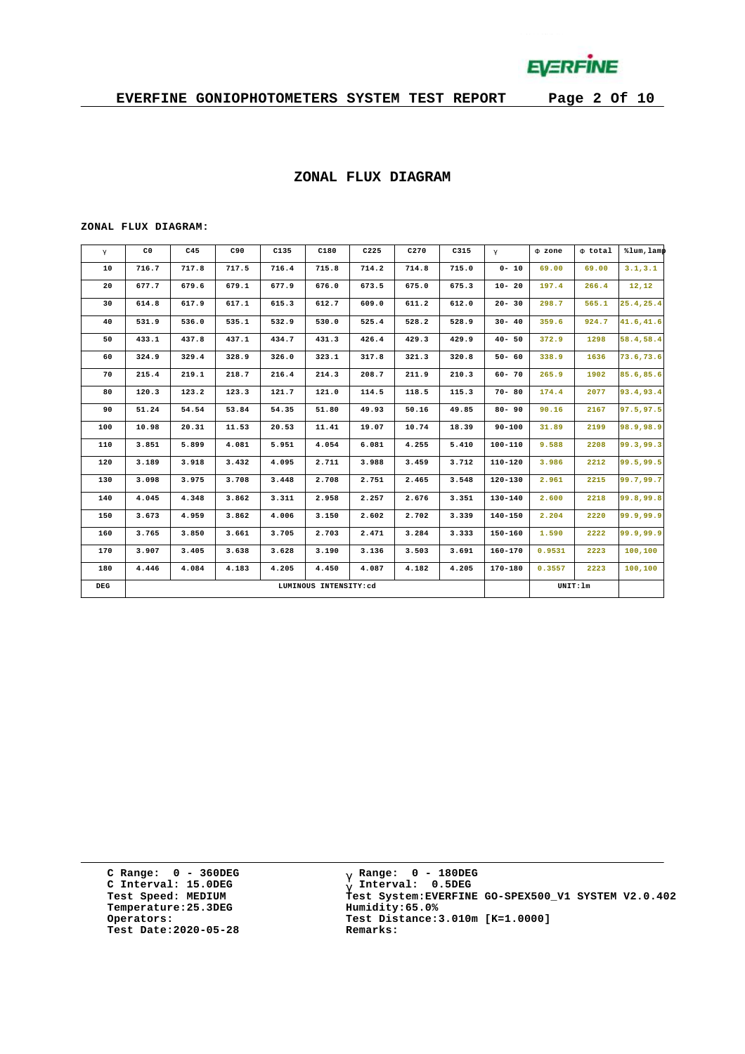# ZONAL FLUX DIAGRAM

ZONAL FLUX DIAGRAM:

| γ | C0 | C45 | C90 | C135 | C180 | C225 | C270 | C315 | γ | Φ zone | Φ total | %lum,lamp |
|---|---|---|---|---|---|---|---|---|---|---|---|---|
| 10 | 716.7 | 717.8 | 717.5 | 716.4 | 715.8 | 714.2 | 714.8 | 715.0 | 0- 10 | 69.00 | 69.00 | 3.1,3.1 |
| 20 | 677.7 | 679.6 | 679.1 | 677.9 | 676.0 | 673.5 | 675.0 | 675.3 | 10- 20 | 197.4 | 266.4 | 12,12 |
| 30 | 614.8 | 617.9 | 617.1 | 615.3 | 612.7 | 609.0 | 611.2 | 612.0 | 20- 30 | 298.7 | 565.1 | 25.4,25.4 |
| 40 | 531.9 | 536.0 | 535.1 | 532.9 | 530.0 | 525.4 | 528.2 | 528.9 | 30- 40 | 359.6 | 924.7 | 41.6,41.6 |
| 50 | 433.1 | 437.8 | 437.1 | 434.7 | 431.3 | 426.4 | 429.3 | 429.9 | 40- 50 | 372.9 | 1298 | 58.4,58.4 |
| 60 | 324.9 | 329.4 | 328.9 | 326.0 | 323.1 | 317.8 | 321.3 | 320.8 | 50- 60 | 338.9 | 1636 | 73.6,73.6 |
| 70 | 215.4 | 219.1 | 218.7 | 216.4 | 214.3 | 208.7 | 211.9 | 210.3 | 60- 70 | 265.9 | 1902 | 85.6,85.6 |
| 80 | 120.3 | 123.2 | 123.3 | 121.7 | 121.0 | 114.5 | 118.5 | 115.3 | 70- 80 | 174.4 | 2077 | 93.4,93.4 |
| 90 | 51.24 | 54.54 | 53.84 | 54.35 | 51.80 | 49.93 | 50.16 | 49.85 | 80- 90 | 90.16 | 2167 | 97.5,97.5 |
| 100 | 10.98 | 20.31 | 11.53 | 20.53 | 11.41 | 19.07 | 10.74 | 18.39 | 90-100 | 31.89 | 2199 | 98.9,98.9 |
| 110 | 3.851 | 5.899 | 4.081 | 5.951 | 4.054 | 6.081 | 4.255 | 5.410 | 100-110 | 9.588 | 2208 | 99.3,99.3 |
| 120 | 3.189 | 3.918 | 3.432 | 4.095 | 2.711 | 3.988 | 3.459 | 3.712 | 110-120 | 3.986 | 2212 | 99.5,99.5 |
| 130 | 3.098 | 3.975 | 3.708 | 3.448 | 2.708 | 2.751 | 2.465 | 3.548 | 120-130 | 2.961 | 2215 | 99.7,99.7 |
| 140 | 4.045 | 4.348 | 3.862 | 3.311 | 2.958 | 2.257 | 2.676 | 3.351 | 130-140 | 2.600 | 2218 | 99.8,99.8 |
| 150 | 3.673 | 4.959 | 3.862 | 4.006 | 3.150 | 2.602 | 2.702 | 3.339 | 140-150 | 2.204 | 2220 | 99.9,99.9 |
| 160 | 3.765 | 3.850 | 3.661 | 3.705 | 2.703 | 2.471 | 3.284 | 3.333 | 150-160 | 1.590 | 2222 | 99.9,99.9 |
| 170 | 3.907 | 3.405 | 3.638 | 3.628 | 3.190 | 3.136 | 3.503 | 3.691 | 160-170 | 0.9531 | 2223 | 100,100 |
| 180 | 4.446 | 4.084 | 4.183 | 4.205 | 4.450 | 4.087 | 4.182 | 4.205 | 170-180 | 0.3557 | 2223 | 100,100 |
| DEG | LUMINOUS INTENSITY:cd | | | | | | | | | UNIT:lm | | |

C Range: 0 - 360DEG
C Interval: 15.0DEG
Test Speed: MEDIUM
Temperature:25.3DEG
Operators:
Test Date:2020-05-28

γ Range: 0 - 180DEG
γ Interval: 0.5DEG
Test System:EVERFINE GO-SPEX500_V1 SYSTEM V2.0.402
Humidity:65.0%
Test Distance:3.010m [K=1.0000]
Remarks: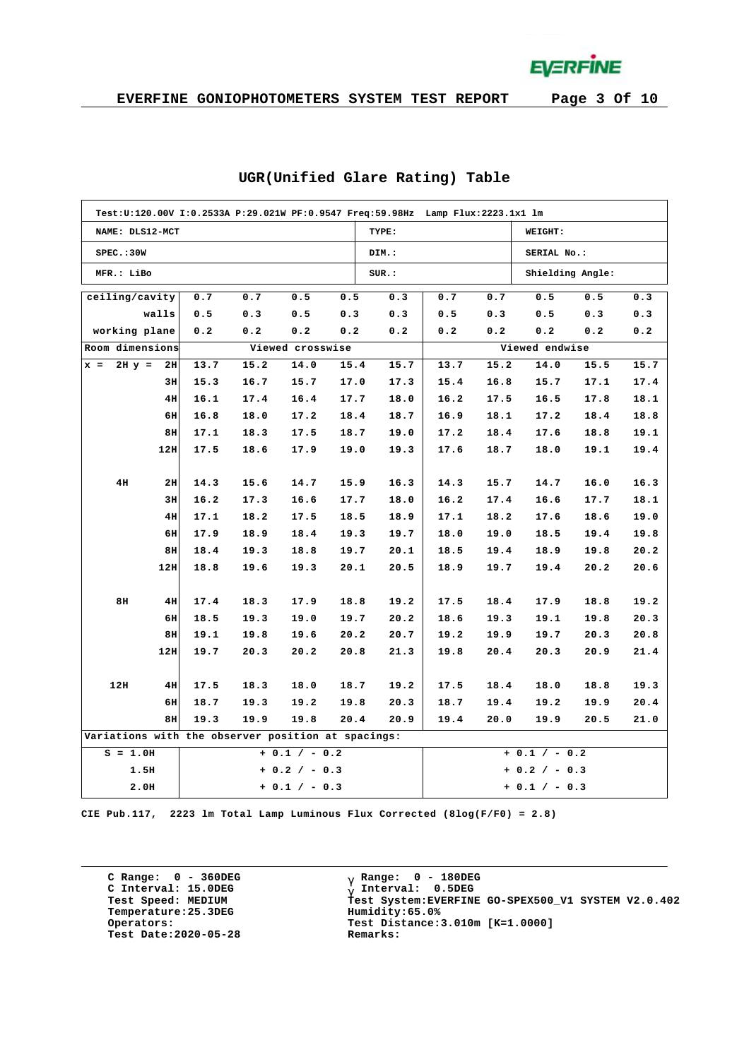# UGR(Unified Glare Rating) Table

| Test:U:120.00V I:0.2533A P:29.021W PF:0.9547 Freq:59.98Hz Lamp Flux:2223.1x1 lm | | |
|---|---|---|
| NAME: DLS12-MCT | TYPE: | WEIGHT: |
| SPEC.:30W | DIM.: | SERIAL No.: |
| MFR.: LiBo | SUR.: | Shielding Angle: |

| ceiling/cavity | 0.7 | 0.7 | 0.5 | 0.5 | 0.3 | 0.7 | 0.7 | 0.5 | 0.5 | 0.3 |
|---|---|---|---|---|---|---|---|---|---|---|
| walls | 0.5 | 0.3 | 0.5 | 0.3 | 0.3 | 0.5 | 0.3 | 0.5 | 0.3 | 0.3 |
| working plane | 0.2 | 0.2 | 0.2 | 0.2 | 0.2 | 0.2 | 0.2 | 0.2 | 0.2 | 0.2 |
| Room dimensions | Viewed crosswise | | | | | Viewed endwise | | | | |
| x = 2H y = 2H | 13.7 | 15.2 | 14.0 | 15.4 | 15.7 | 13.7 | 15.2 | 14.0 | 15.5 | 15.7 |
| 3H | 15.3 | 16.7 | 15.7 | 17.0 | 17.3 | 15.4 | 16.8 | 15.7 | 17.1 | 17.4 |
| 4H | 16.1 | 17.4 | 16.4 | 17.7 | 18.0 | 16.2 | 17.5 | 16.5 | 17.8 | 18.1 |
| 6H | 16.8 | 18.0 | 17.2 | 18.4 | 18.7 | 16.9 | 18.1 | 17.2 | 18.4 | 18.8 |
| 8H | 17.1 | 18.3 | 17.5 | 18.7 | 19.0 | 17.2 | 18.4 | 17.6 | 18.8 | 19.1 |
| 12H | 17.5 | 18.6 | 17.9 | 19.0 | 19.3 | 17.6 | 18.7 | 18.0 | 19.1 | 19.4 |
| 4H 2H | 14.3 | 15.6 | 14.7 | 15.9 | 16.3 | 14.3 | 15.7 | 14.7 | 16.0 | 16.3 |
| 3H | 16.2 | 17.3 | 16.6 | 17.7 | 18.0 | 16.2 | 17.4 | 16.6 | 17.7 | 18.1 |
| 4H | 17.1 | 18.2 | 17.5 | 18.5 | 18.9 | 17.1 | 18.2 | 17.6 | 18.6 | 19.0 |
| 6H | 17.9 | 18.9 | 18.4 | 19.3 | 19.7 | 18.0 | 19.0 | 18.5 | 19.4 | 19.8 |
| 8H | 18.4 | 19.3 | 18.8 | 19.7 | 20.1 | 18.5 | 19.4 | 18.9 | 19.8 | 20.2 |
| 12H | 18.8 | 19.6 | 19.3 | 20.1 | 20.5 | 18.9 | 19.7 | 19.4 | 20.2 | 20.6 |
| 8H 4H | 17.4 | 18.3 | 17.9 | 18.8 | 19.2 | 17.5 | 18.4 | 17.9 | 18.8 | 19.2 |
| 6H | 18.5 | 19.3 | 19.0 | 19.7 | 20.2 | 18.6 | 19.3 | 19.1 | 19.8 | 20.3 |
| 8H | 19.1 | 19.8 | 19.6 | 20.2 | 20.7 | 19.2 | 19.9 | 19.7 | 20.3 | 20.8 |
| 12H | 19.7 | 20.3 | 20.2 | 20.8 | 21.3 | 19.8 | 20.4 | 20.3 | 20.9 | 21.4 |
| 12H 4H | 17.5 | 18.3 | 18.0 | 18.7 | 19.2 | 17.5 | 18.4 | 18.0 | 18.8 | 19.3 |
| 6H | 18.7 | 19.3 | 19.2 | 19.8 | 20.3 | 18.7 | 19.4 | 19.2 | 19.9 | 20.4 |
| 8H | 19.3 | 19.9 | 19.8 | 20.4 | 20.9 | 19.4 | 20.0 | 19.9 | 20.5 | 21.0 |
| Variations with the observer position at spacings: | | | | | | | | | | |
| S = 1.0H | + 0.1 / - 0.2 | | | | | + 0.1 / - 0.2 | | | | |
| 1.5H | + 0.2 / - 0.3 | | | | | + 0.2 / - 0.3 | | | | |
| 2.0H | + 0.1 / - 0.3 | | | | | + 0.1 / - 0.3 | | | | |

CIE Pub.117, 2223 lm Total Lamp Luminous Flux Corrected (8log(F/F0) = 2.8)

C Range: 0 - 360DEG
C Interval: 15.0DEG
Test Speed: MEDIUM
Temperature:25.3DEG
Operators:
Test Date:2020-05-28

γ Range: 0 - 180DEG
γ Interval: 0.5DEG
Test System:EVERFINE GO-SPEX500_V1 SYSTEM V2.0.402
Humidity:65.0%
Test Distance:3.010m [K=1.0000]
Remarks: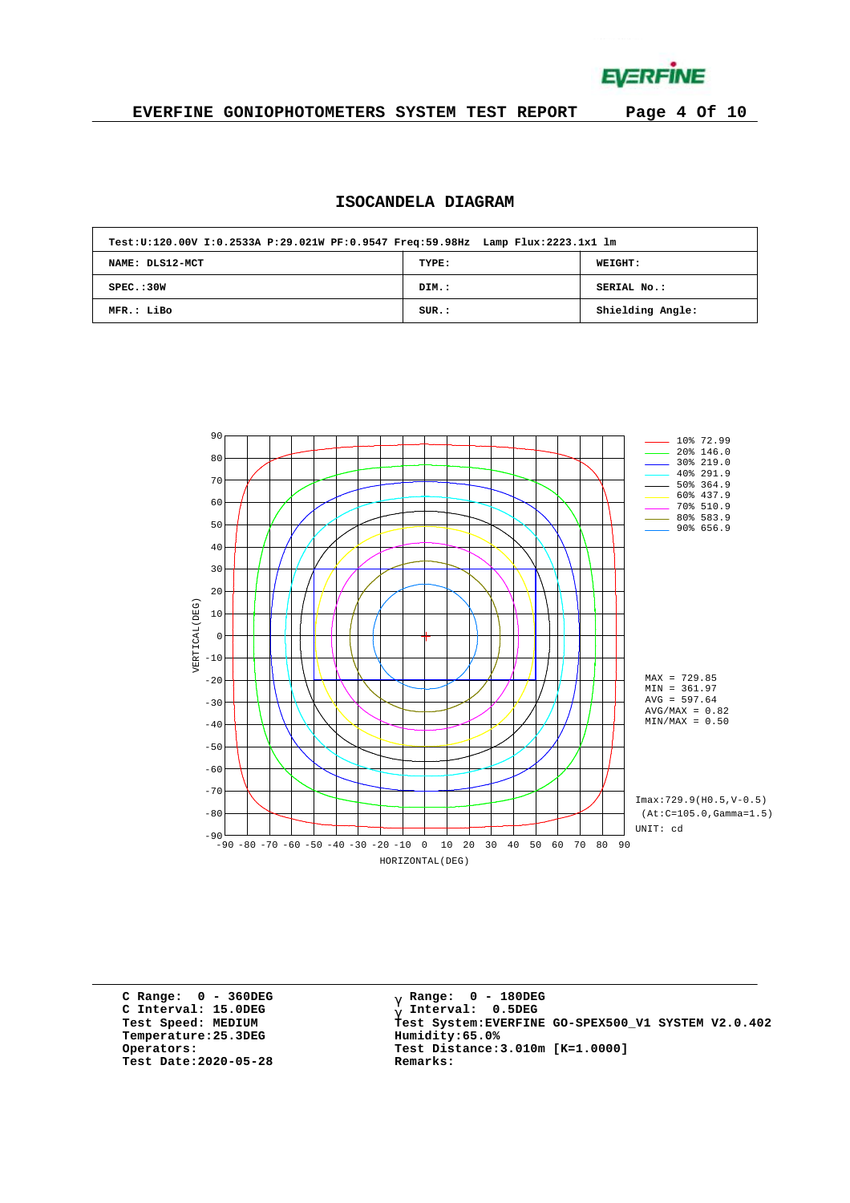# ISOCANDELA DIAGRAM

| Test:U:120.00V I:0.2533A P:29.021W PF:0.9547 Freq:59.98Hz Lamp Flux:2223.1x1 lm | | |
|---|---|---|
| NAME: DLS12-MCT | TYPE: | WEIGHT: |
| SPEC.:30W | DIM.: | SERIAL No.: |
| MFR.: LiBo | SUR.: | Shielding Angle: |

VERTICAL(DEG)

HORIZONTAL(DEG)

- 10% 72.99
- 20% 146.0
- 30% 219.0
- 40% 291.9
- 50% 364.9
- 60% 437.9
- 70% 510.9
- 80% 583.9
- 90% 656.9

MAX = 729.85
MIN = 361.97
AVG = 597.64
AVG/MAX = 0.82
MIN/MAX = 0.50

Imax:729.9(H0.5,V-0.5)
(At:C=105.0,Gamma=1.5)
UNIT: cd

C Range: 0 - 360DEG
C Interval: 15.0DEG
Test Speed: MEDIUM
Temperature:25.3DEG
Operators:
Test Date:2020-05-28

γ Range: 0 - 180DEG
γ Interval: 0.5DEG
Test System:EVERFINE GO-SPEX500_V1 SYSTEM V2.0.402
Humidity:65.0%
Test Distance:3.010m [K=1.0000]
Remarks: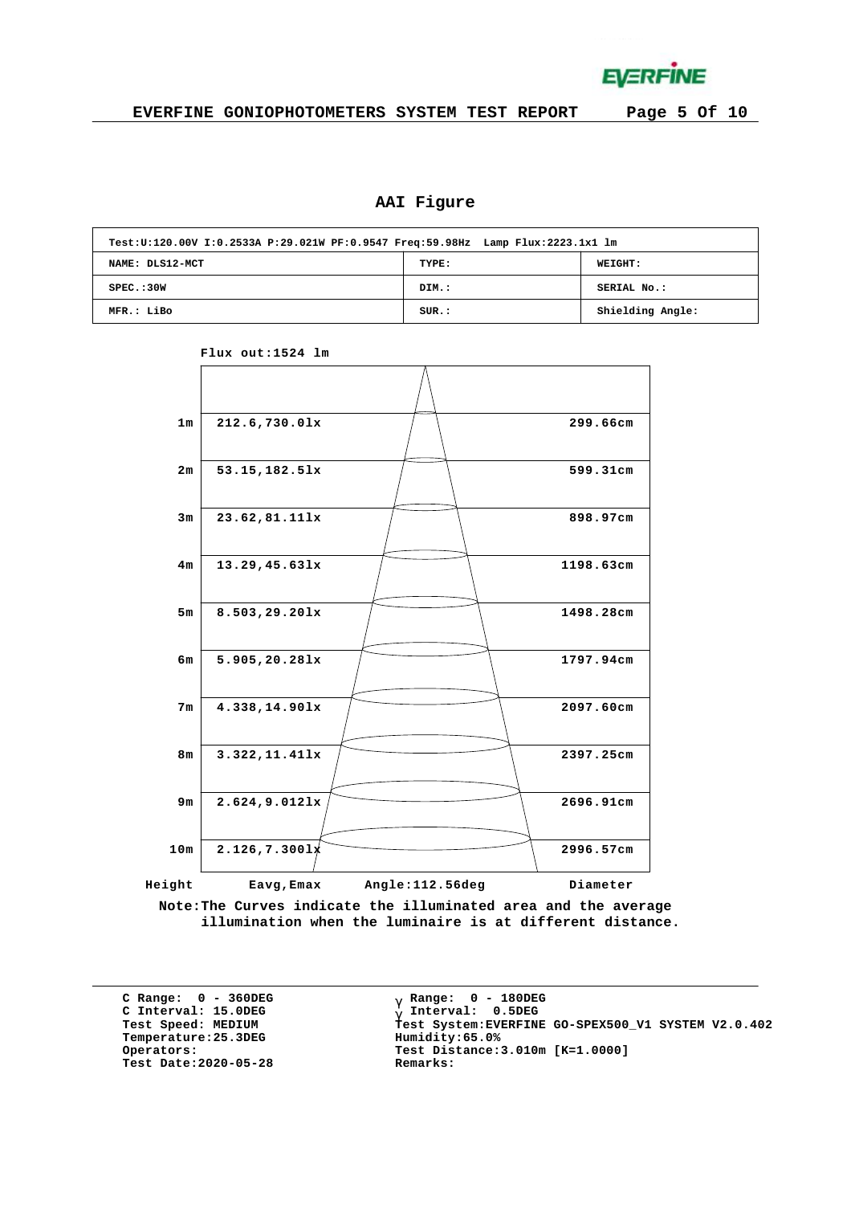## AAI Figure

| Test:U:120.00V I:0.2533A P:29.021W PF:0.9547 Freq:59.98Hz Lamp Flux:2223.1x1 lm | | |
|---|---|---|
| NAME: DLS12-MCT | TYPE: | WEIGHT: |
| SPEC.:30W | DIM.: | SERIAL No.: |
| MFR.: LiBo | SUR.: | Shielding Angle: |

Flux out:1524 lm

| Height | Eavg,Emax | Diameter |
|---|---|---|
| 1m | 212.6,730.0lx | 299.66cm |
| 2m | 53.15,182.5lx | 599.31cm |
| 3m | 23.62,81.11lx | 898.97cm |
| 4m | 13.29,45.63lx | 1198.63cm |
| 5m | 8.503,29.20lx | 1498.28cm |
| 6m | 5.905,20.28lx | 1797.94cm |
| 7m | 4.338,14.90lx | 2097.60cm |
| 8m | 3.322,11.41lx | 2397.25cm |
| 9m | 2.624,9.012lx | 2696.91cm |
| 10m | 2.126,7.300lx | 2996.57cm |

Angle:112.56deg

Note:The Curves indicate the illuminated area and the average illumination when the luminaire is at different distance.

C Range: 0 - 360DEG
C Interval: 15.0DEG
Test Speed: MEDIUM
Temperature:25.3DEG
Operators:
Test Date:2020-05-28

γ Range: 0 - 180DEG
γ Interval: 0.5DEG
Test System:EVERFINE GO-SPEX500_V1 SYSTEM V2.0.402
Humidity:65.0%
Test Distance:3.010m [K=1.0000]
Remarks: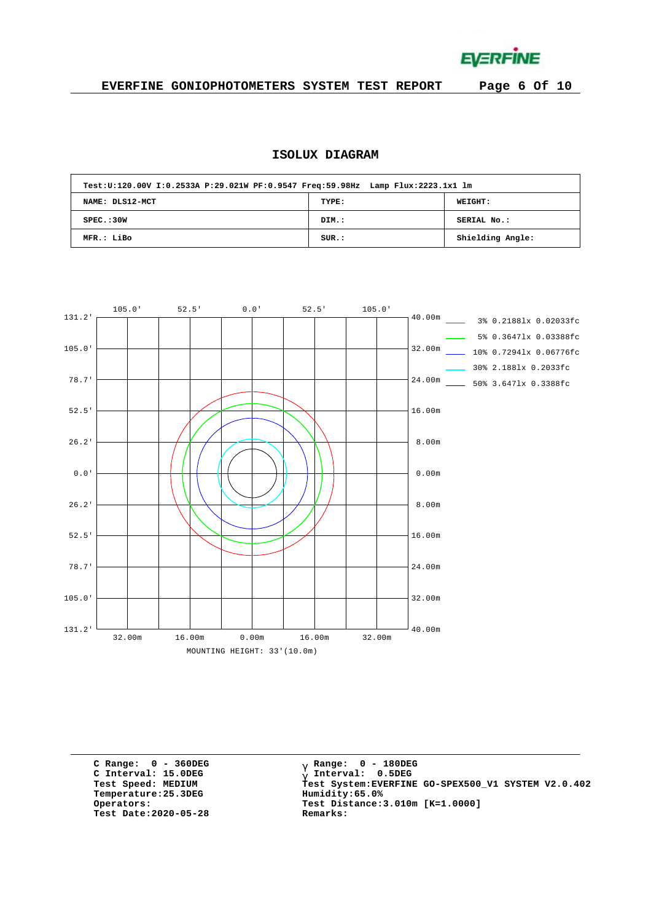# ISOLUX DIAGRAM

| Test:U:120.00V I:0.2533A P:29.021W PF:0.9547 Freq:59.98Hz Lamp Flux:2223.1x1 lm | | |
|---|---|---|
| NAME: DLS12-MCT | TYPE: | WEIGHT: |
| SPEC.:30W | DIM.: | SERIAL No.: |
| MFR.: LiBo | SUR.: | Shielding Angle: |

Legend:
- 3% 0.2188lx 0.02033fc
- 5% 0.3647lx 0.03388fc
- 10% 0.7294lx 0.06776fc
- 30% 2.188lx 0.2033fc
- 50% 3.647lx 0.3388fc

MOUNTING HEIGHT: 33'(10.0m)

C Range: 0 - 360DEG
C Interval: 15.0DEG
Test Speed: MEDIUM
Temperature:25.3DEG
Operators:
Test Date:2020-05-28

γ Range: 0 - 180DEG
γ Interval: 0.5DEG
Test System:EVERFINE GO-SPEX500_V1 SYSTEM V2.0.402
Humidity:65.0%
Test Distance:3.010m [K=1.0000]
Remarks: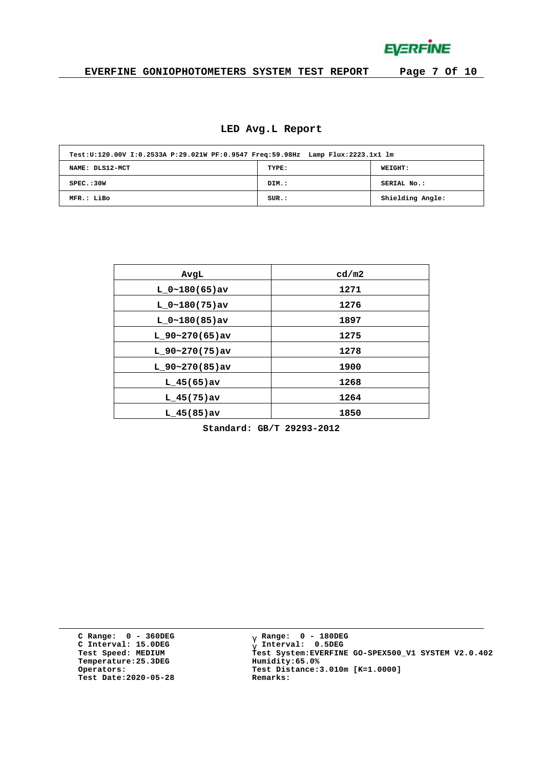## LED Avg.L Report

| Test:U:120.00V I:0.2533A P:29.021W PF:0.9547 Freq:59.98Hz Lamp Flux:2223.1x1 lm | | |
|---|---|---|
| NAME: DLS12-MCT | TYPE: | WEIGHT: |
| SPEC.:30W | DIM.: | SERIAL No.: |
| MFR.: LiBo | SUR.: | Shielding Angle: |

| AvgL | cd/m2 |
|---|---|
| L_0~180(65)av | 1271 |
| L_0~180(75)av | 1276 |
| L_0~180(85)av | 1897 |
| L_90~270(65)av | 1275 |
| L_90~270(75)av | 1278 |
| L_90~270(85)av | 1900 |
| L_45(65)av | 1268 |
| L_45(75)av | 1264 |
| L_45(85)av | 1850 |

Standard: GB/T 29293-2012

C Range: 0 - 360DEG
C Interval: 15.0DEG
Test Speed: MEDIUM
Temperature:25.3DEG
Operators:
Test Date:2020-05-28

γ Range: 0 - 180DEG
γ Interval: 0.5DEG
Test System:EVERFINE GO-SPEX500_V1 SYSTEM V2.0.402
Humidity:65.0%
Test Distance:3.010m [K=1.0000]
Remarks: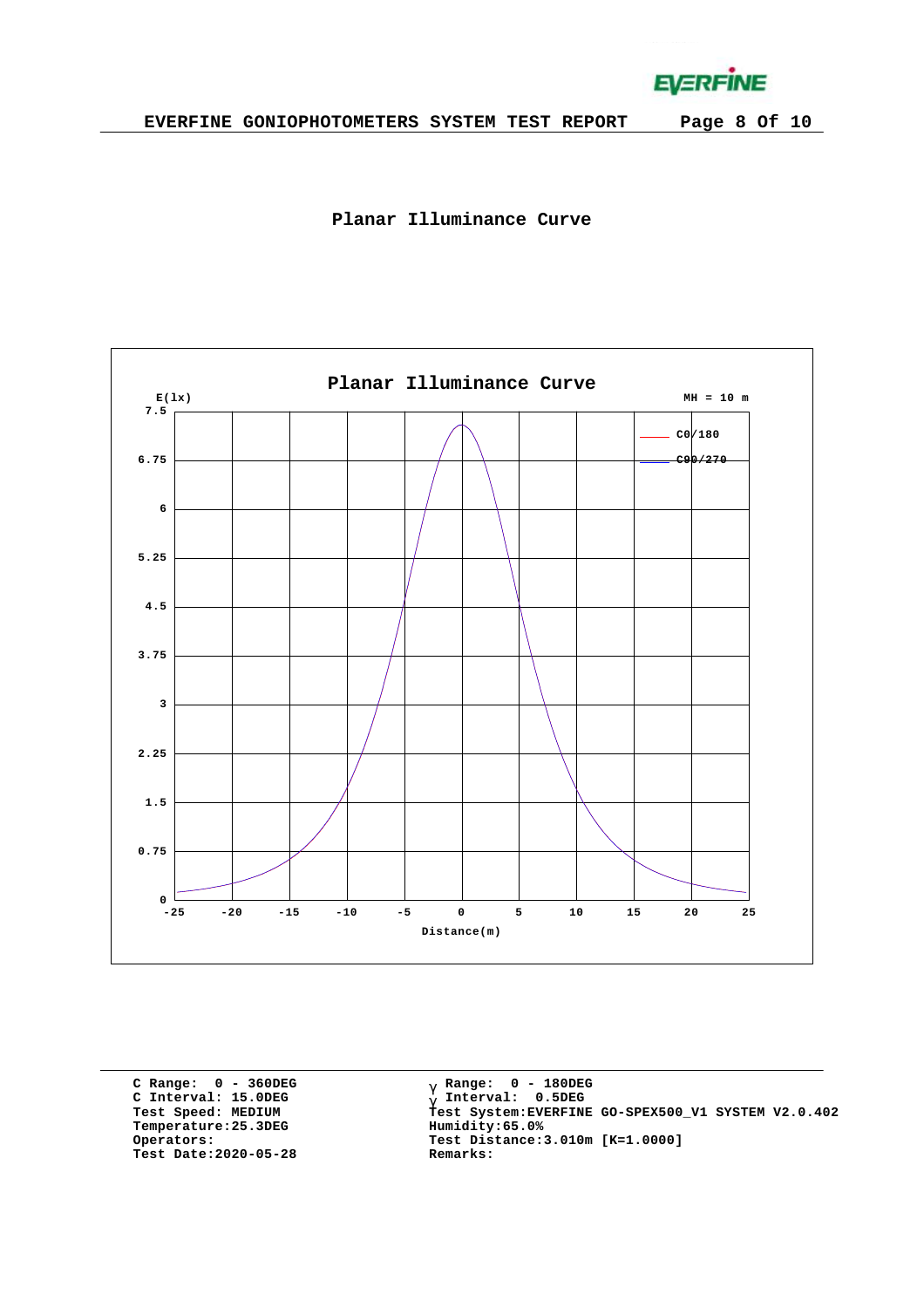## Planar Illuminance Curve

Planar Illuminance Curve

E(lx) — MH = 10 m

Legend: C0/180, C90/270

Y-axis: 0, 0.75, 1.5, 2.25, 3, 3.75, 4.5, 5.25, 6, 6.75, 7.5

X-axis: -25, -20, -15, -10, -5, 0, 5, 10, 15, 20, 25

Distance(m)

C Range: 0 - 360DEG
C Interval: 15.0DEG
Test Speed: MEDIUM
Temperature:25.3DEG
Operators:
Test Date:2020-05-28

γ Range: 0 - 180DEG
γ Interval: 0.5DEG
Test System:EVERFINE GO-SPEX500_V1 SYSTEM V2.0.402
Humidity:65.0%
Test Distance:3.010m [K=1.0000]
Remarks: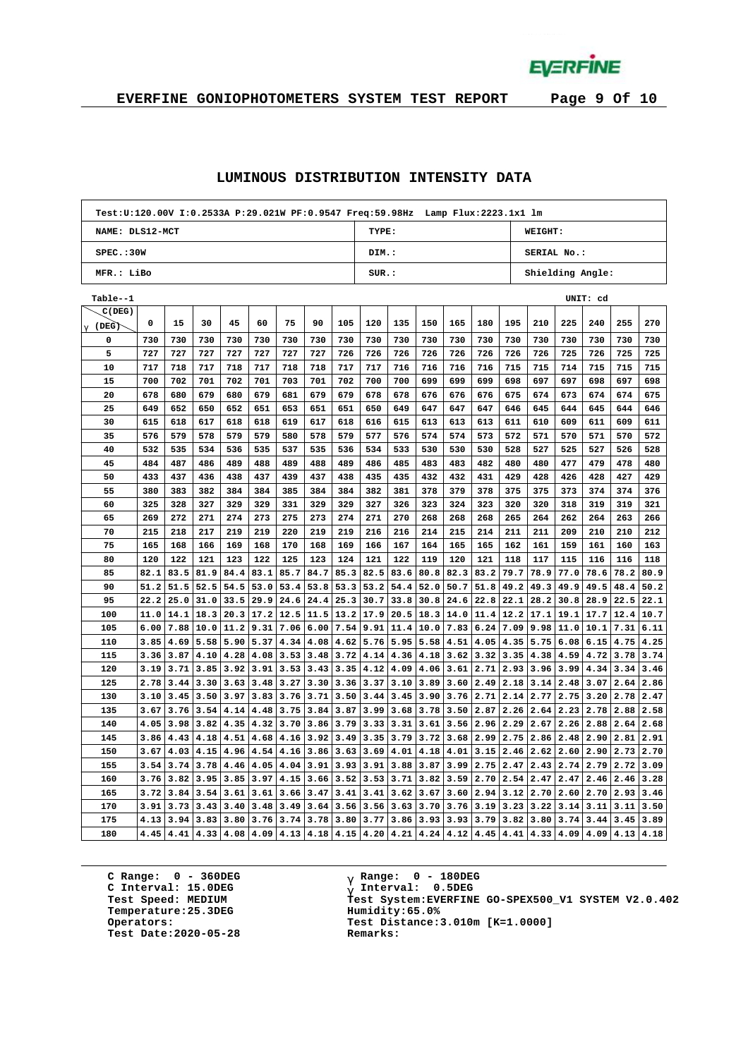## LUMINOUS DISTRIBUTION INTENSITY DATA

| Test:U:120.00V I:0.2533A P:29.021W PF:0.9547 Freq:59.98Hz Lamp Flux:2223.1x1 lm | | |
|---|---|---|
| NAME: DLS12-MCT | TYPE: | WEIGHT: |
| SPEC.:30W | DIM.: | SERIAL No.: |
| MFR.: LiBo | SUR.: | Shielding Angle: |

Table--1 UNIT: cd

| γ (DEG) \ C(DEG) | 0 | 15 | 30 | 45 | 60 | 75 | 90 | 105 | 120 | 135 | 150 | 165 | 180 | 195 | 210 | 225 | 240 | 255 | 270 |
|---|---|---|---|---|---|---|---|---|---|---|---|---|---|---|---|---|---|---|---|
| 0 | 730 | 730 | 730 | 730 | 730 | 730 | 730 | 730 | 730 | 730 | 730 | 730 | 730 | 730 | 730 | 730 | 730 | 730 | 730 |
| 5 | 727 | 727 | 727 | 727 | 727 | 727 | 727 | 726 | 726 | 726 | 726 | 726 | 726 | 726 | 726 | 725 | 726 | 725 | 725 |
| 10 | 717 | 718 | 717 | 718 | 717 | 718 | 718 | 717 | 717 | 716 | 716 | 716 | 716 | 715 | 715 | 714 | 715 | 715 | 715 |
| 15 | 700 | 702 | 701 | 702 | 701 | 703 | 701 | 702 | 700 | 700 | 699 | 699 | 699 | 698 | 697 | 697 | 698 | 697 | 698 |
| 20 | 678 | 680 | 679 | 680 | 679 | 681 | 679 | 679 | 678 | 678 | 676 | 676 | 676 | 675 | 674 | 673 | 674 | 674 | 675 |
| 25 | 649 | 652 | 650 | 652 | 651 | 653 | 651 | 651 | 650 | 649 | 647 | 647 | 647 | 646 | 645 | 644 | 645 | 644 | 646 |
| 30 | 615 | 618 | 617 | 618 | 618 | 619 | 617 | 618 | 616 | 615 | 613 | 613 | 613 | 611 | 610 | 609 | 611 | 609 | 611 |
| 35 | 576 | 579 | 578 | 579 | 579 | 580 | 578 | 579 | 577 | 576 | 574 | 574 | 573 | 572 | 571 | 570 | 571 | 570 | 572 |
| 40 | 532 | 535 | 534 | 536 | 535 | 537 | 535 | 536 | 534 | 533 | 530 | 530 | 530 | 528 | 527 | 525 | 527 | 526 | 528 |
| 45 | 484 | 487 | 486 | 489 | 488 | 489 | 488 | 489 | 486 | 485 | 483 | 483 | 482 | 480 | 480 | 477 | 479 | 478 | 480 |
| 50 | 433 | 437 | 436 | 438 | 437 | 439 | 437 | 438 | 435 | 435 | 432 | 432 | 431 | 429 | 428 | 426 | 428 | 427 | 429 |
| 55 | 380 | 383 | 382 | 384 | 384 | 385 | 384 | 384 | 382 | 381 | 378 | 379 | 378 | 375 | 375 | 373 | 374 | 374 | 376 |
| 60 | 325 | 328 | 327 | 329 | 329 | 331 | 329 | 329 | 327 | 326 | 323 | 324 | 323 | 320 | 320 | 318 | 319 | 319 | 321 |
| 65 | 269 | 272 | 271 | 274 | 273 | 275 | 273 | 274 | 271 | 270 | 268 | 268 | 268 | 265 | 264 | 262 | 264 | 263 | 266 |
| 70 | 215 | 218 | 217 | 219 | 219 | 220 | 219 | 219 | 216 | 216 | 214 | 215 | 214 | 211 | 211 | 209 | 210 | 210 | 212 |
| 75 | 165 | 168 | 166 | 169 | 168 | 170 | 168 | 169 | 166 | 167 | 164 | 165 | 165 | 162 | 161 | 159 | 161 | 160 | 163 |
| 80 | 120 | 122 | 121 | 123 | 122 | 125 | 123 | 124 | 121 | 122 | 119 | 120 | 121 | 118 | 117 | 115 | 116 | 116 | 118 |
| 85 | 82.1 | 83.5 | 81.9 | 84.4 | 83.1 | 85.7 | 84.7 | 85.3 | 82.5 | 83.6 | 80.8 | 82.3 | 83.2 | 79.7 | 78.9 | 77.0 | 78.6 | 78.2 | 80.9 |
| 90 | 51.2 | 51.5 | 52.5 | 54.5 | 53.0 | 53.4 | 53.8 | 53.3 | 53.2 | 54.4 | 52.0 | 50.7 | 51.8 | 49.2 | 49.3 | 49.9 | 49.5 | 48.4 | 50.2 |
| 95 | 22.2 | 25.0 | 31.0 | 33.5 | 29.9 | 24.6 | 24.4 | 25.3 | 30.7 | 33.8 | 30.8 | 24.6 | 22.8 | 22.1 | 28.2 | 30.8 | 28.9 | 22.5 | 22.1 |
| 100 | 11.0 | 14.1 | 18.3 | 20.3 | 17.2 | 12.5 | 11.5 | 13.2 | 17.9 | 20.5 | 18.3 | 14.0 | 11.4 | 12.2 | 17.1 | 19.1 | 17.7 | 12.4 | 10.7 |
| 105 | 6.00 | 7.88 | 10.0 | 11.2 | 9.31 | 7.06 | 6.00 | 7.54 | 9.91 | 11.4 | 10.0 | 7.83 | 6.24 | 7.09 | 9.98 | 11.0 | 10.1 | 7.31 | 6.11 |
| 110 | 3.85 | 4.69 | 5.58 | 5.90 | 5.37 | 4.34 | 4.08 | 4.62 | 5.76 | 5.95 | 5.58 | 4.51 | 4.05 | 4.35 | 5.75 | 6.08 | 6.15 | 4.75 | 4.25 |
| 115 | 3.36 | 3.87 | 4.10 | 4.28 | 4.08 | 3.53 | 3.48 | 3.72 | 4.14 | 4.36 | 4.18 | 3.62 | 3.32 | 3.35 | 4.38 | 4.59 | 4.72 | 3.78 | 3.74 |
| 120 | 3.19 | 3.71 | 3.85 | 3.92 | 3.91 | 3.53 | 3.43 | 3.35 | 4.12 | 4.09 | 4.06 | 3.61 | 2.71 | 2.93 | 3.96 | 3.99 | 4.34 | 3.34 | 3.46 |
| 125 | 2.78 | 3.44 | 3.30 | 3.63 | 3.48 | 3.27 | 3.30 | 3.36 | 3.37 | 3.10 | 3.89 | 3.60 | 2.49 | 2.18 | 3.14 | 2.48 | 3.07 | 2.64 | 2.86 |
| 130 | 3.10 | 3.45 | 3.50 | 3.97 | 3.83 | 3.76 | 3.71 | 3.50 | 3.44 | 3.45 | 3.90 | 3.76 | 2.71 | 2.14 | 2.77 | 2.75 | 3.20 | 2.78 | 2.47 |
| 135 | 3.67 | 3.76 | 3.54 | 4.14 | 4.48 | 3.75 | 3.84 | 3.87 | 3.99 | 3.68 | 3.78 | 3.50 | 2.87 | 2.26 | 2.64 | 2.23 | 2.78 | 2.88 | 2.58 |
| 140 | 4.05 | 3.98 | 3.82 | 4.35 | 4.32 | 3.70 | 3.86 | 3.79 | 3.33 | 3.31 | 3.61 | 3.56 | 2.96 | 2.29 | 2.67 | 2.26 | 2.88 | 2.64 | 2.68 |
| 145 | 3.86 | 4.43 | 4.18 | 4.51 | 4.68 | 4.16 | 3.92 | 3.49 | 3.35 | 3.79 | 3.72 | 3.68 | 2.99 | 2.75 | 2.86 | 2.48 | 2.90 | 2.81 | 2.91 |
| 150 | 3.67 | 4.03 | 4.15 | 4.96 | 4.54 | 4.16 | 3.86 | 3.63 | 3.69 | 4.01 | 4.18 | 4.01 | 3.15 | 2.46 | 2.62 | 2.60 | 2.90 | 2.73 | 2.70 |
| 155 | 3.54 | 3.74 | 3.78 | 4.46 | 4.05 | 4.04 | 3.91 | 3.93 | 3.91 | 3.88 | 3.87 | 3.99 | 2.75 | 2.47 | 2.43 | 2.74 | 2.79 | 2.72 | 3.09 |
| 160 | 3.76 | 3.82 | 3.95 | 3.85 | 3.97 | 4.15 | 3.66 | 3.52 | 3.53 | 3.71 | 3.82 | 3.59 | 2.70 | 2.54 | 2.47 | 2.47 | 2.46 | 2.46 | 3.28 |
| 165 | 3.72 | 3.84 | 3.54 | 3.61 | 3.61 | 3.66 | 3.47 | 3.41 | 3.41 | 3.62 | 3.67 | 3.60 | 2.94 | 3.12 | 2.70 | 2.60 | 2.70 | 2.93 | 3.46 |
| 170 | 3.91 | 3.73 | 3.43 | 3.40 | 3.48 | 3.49 | 3.64 | 3.56 | 3.56 | 3.63 | 3.70 | 3.76 | 3.19 | 3.23 | 3.22 | 3.14 | 3.11 | 3.11 | 3.50 |
| 175 | 4.13 | 3.94 | 3.83 | 3.80 | 3.76 | 3.74 | 3.78 | 3.80 | 3.77 | 3.86 | 3.93 | 3.93 | 3.79 | 3.82 | 3.80 | 3.74 | 3.44 | 3.45 | 3.89 |
| 180 | 4.45 | 4.41 | 4.33 | 4.08 | 4.09 | 4.13 | 4.18 | 4.15 | 4.20 | 4.21 | 4.24 | 4.12 | 4.45 | 4.41 | 4.33 | 4.09 | 4.09 | 4.13 | 4.18 |

C Range: 0 - 360DEG
C Interval: 15.0DEG
Test Speed: MEDIUM
Temperature:25.3DEG
Operators:
Test Date:2020-05-28

γ Range: 0 - 180DEG
γ Interval: 0.5DEG
Test System:EVERFINE GO-SPEX500_V1 SYSTEM V2.0.402
Humidity:65.0%
Test Distance:3.010m [K=1.0000]
Remarks: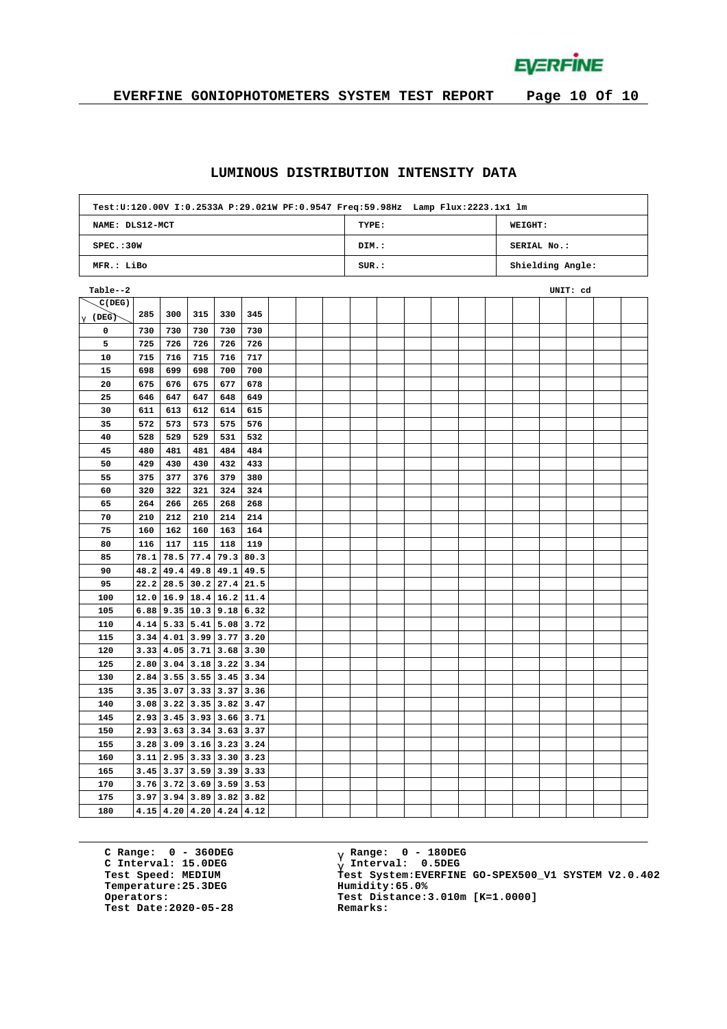## LUMINOUS DISTRIBUTION INTENSITY DATA

| Test:U:120.00V I:0.2533A P:29.021W PF:0.9547 Freq:59.98Hz Lamp Flux:2223.1x1 lm | | |
|---|---|---|
| NAME: DLS12-MCT | TYPE: | WEIGHT: |
| SPEC.:30W | DIM.: | SERIAL No.: |
| MFR.: LiBo | SUR.: | Shielding Angle: |

Table--2 UNIT: cd

| γ (DEG) \ C(DEG) | 285 | 300 | 315 | 330 | 345 |
|---|---|---|---|---|---|
| 0 | 730 | 730 | 730 | 730 | 730 |
| 5 | 725 | 726 | 726 | 726 | 726 |
| 10 | 715 | 716 | 715 | 716 | 717 |
| 15 | 698 | 699 | 698 | 700 | 700 |
| 20 | 675 | 676 | 675 | 677 | 678 |
| 25 | 646 | 647 | 647 | 648 | 649 |
| 30 | 611 | 613 | 612 | 614 | 615 |
| 35 | 572 | 573 | 573 | 575 | 576 |
| 40 | 528 | 529 | 529 | 531 | 532 |
| 45 | 480 | 481 | 481 | 484 | 484 |
| 50 | 429 | 430 | 430 | 432 | 433 |
| 55 | 375 | 377 | 376 | 379 | 380 |
| 60 | 320 | 322 | 321 | 324 | 324 |
| 65 | 264 | 266 | 265 | 268 | 268 |
| 70 | 210 | 212 | 210 | 214 | 214 |
| 75 | 160 | 162 | 160 | 163 | 164 |
| 80 | 116 | 117 | 115 | 118 | 119 |
| 85 | 78.1 | 78.5 | 77.4 | 79.3 | 80.3 |
| 90 | 48.2 | 49.4 | 49.8 | 49.1 | 49.5 |
| 95 | 22.2 | 28.5 | 30.2 | 27.4 | 21.5 |
| 100 | 12.0 | 16.9 | 18.4 | 16.2 | 11.4 |
| 105 | 6.88 | 9.35 | 10.3 | 9.18 | 6.32 |
| 110 | 4.14 | 5.33 | 5.41 | 5.08 | 3.72 |
| 115 | 3.34 | 4.01 | 3.99 | 3.77 | 3.20 |
| 120 | 3.33 | 4.05 | 3.71 | 3.68 | 3.30 |
| 125 | 2.80 | 3.04 | 3.18 | 3.22 | 3.34 |
| 130 | 2.84 | 3.55 | 3.55 | 3.45 | 3.34 |
| 135 | 3.35 | 3.07 | 3.33 | 3.37 | 3.36 |
| 140 | 3.08 | 3.22 | 3.35 | 3.82 | 3.47 |
| 145 | 2.93 | 3.45 | 3.93 | 3.66 | 3.71 |
| 150 | 2.93 | 3.63 | 3.34 | 3.63 | 3.37 |
| 155 | 3.28 | 3.09 | 3.16 | 3.23 | 3.24 |
| 160 | 3.11 | 2.95 | 3.33 | 3.30 | 3.23 |
| 165 | 3.45 | 3.37 | 3.59 | 3.39 | 3.33 |
| 170 | 3.76 | 3.72 | 3.69 | 3.59 | 3.53 |
| 175 | 3.97 | 3.94 | 3.89 | 3.82 | 3.82 |
| 180 | 4.15 | 4.20 | 4.20 | 4.24 | 4.12 |

C Range: 0 - 360DEG
C Interval: 15.0DEG
Test Speed: MEDIUM
Temperature:25.3DEG
Operators:
Test Date:2020-05-28

γ Range: 0 - 180DEG
γ Interval: 0.5DEG
Test System:EVERFINE GO-SPEX500_V1 SYSTEM V2.0.402
Humidity:65.0%
Test Distance:3.010m [K=1.0000]
Remarks: